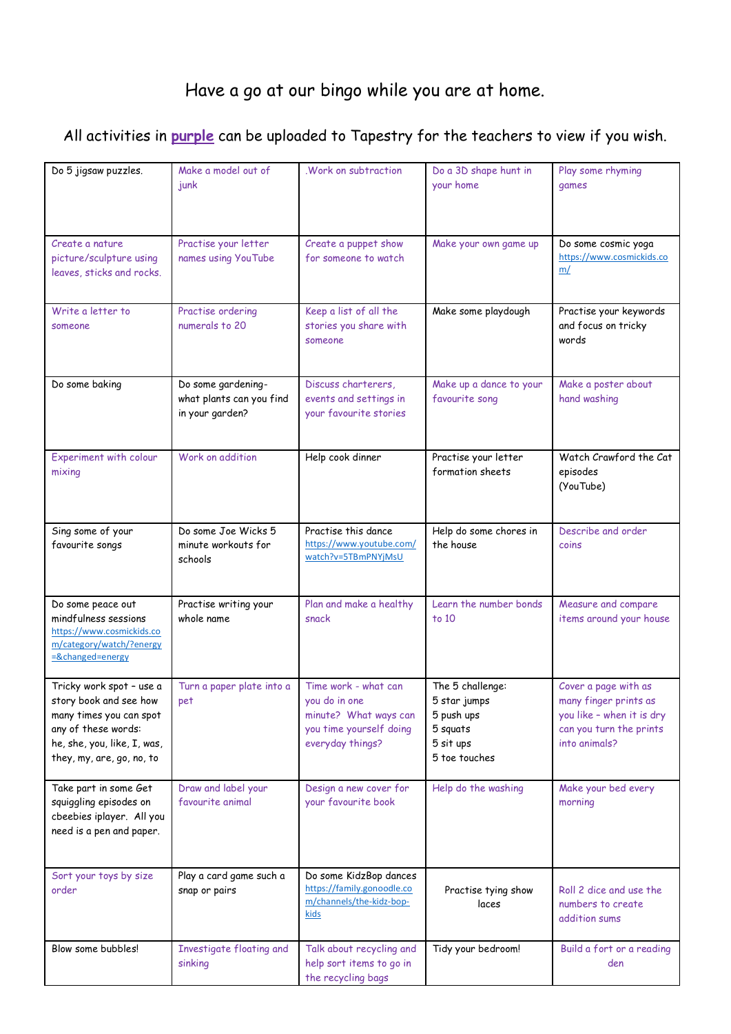Have a go at our bingo while you are at home.

All activities in **purple** can be uploaded to Tapestry for the teachers to view if you wish.

| | | | | |
|---|---|---|---|---|
| Do 5 jigsaw puzzles. | Make a model out of junk | .Work on subtraction | Do a 3D shape hunt in your home | Play some rhyming games |
| Create a nature picture/sculpture using leaves, sticks and rocks. | Practise your letter names using YouTube | Create a puppet show for someone to watch | Make your own game up | Do some cosmic yoga https://www.cosmickids.com/ |
| Write a letter to someone | Practise ordering numerals to 20 | Keep a list of all the stories you share with someone | Make some playdough | Practise your keywords and focus on tricky words |
| Do some baking | Do some gardening- what plants can you find in your garden? | Discuss charterers, events and settings in your favourite stories | Make up a dance to your favourite song | Make a poster about hand washing |
| Experiment with colour mixing | Work on addition | Help cook dinner | Practise your letter formation sheets | Watch Crawford the Cat episodes (YouTube) |
| Sing some of your favourite songs | Do some Joe Wicks 5 minute workouts for schools | Practise this dance https://www.youtube.com/watch?v=5TBmPNYjMsU | Help do some chores in the house | Describe and order coins |
| Do some peace out mindfulness sessions https://www.cosmickids.com/category/watch/?energy=&changed=energy | Practise writing your whole name | Plan and make a healthy snack | Learn the number bonds to 10 | Measure and compare items around your house |
| Tricky work spot – use a story book and see how many times you can spot any of these words: he, she, you, like, I, was, they, my, are, go, no, to | Turn a paper plate into a pet | Time work - what can you do in one minute? What ways can you time yourself doing everyday things? | The 5 challenge: 5 star jumps 5 push ups 5 squats 5 sit ups 5 toe touches | Cover a page with as many finger prints as you like – when it is dry can you turn the prints into animals? |
| Take part in some Get squiggling episodes on cbeebies iplayer. All you need is a pen and paper. | Draw and label your favourite animal | Design a new cover for your favourite book | Help do the washing | Make your bed every morning |
| Sort your toys by size order | Play a card game such a snap or pairs | Do some KidzBop dances https://family.gonoodle.com/channels/the-kidz-bop-kids | Practise tying show laces | Roll 2 dice and use the numbers to create addition sums |
| Blow some bubbles! | Investigate floating and sinking | Talk about recycling and help sort items to go in the recycling bags | Tidy your bedroom! | Build a fort or a reading den |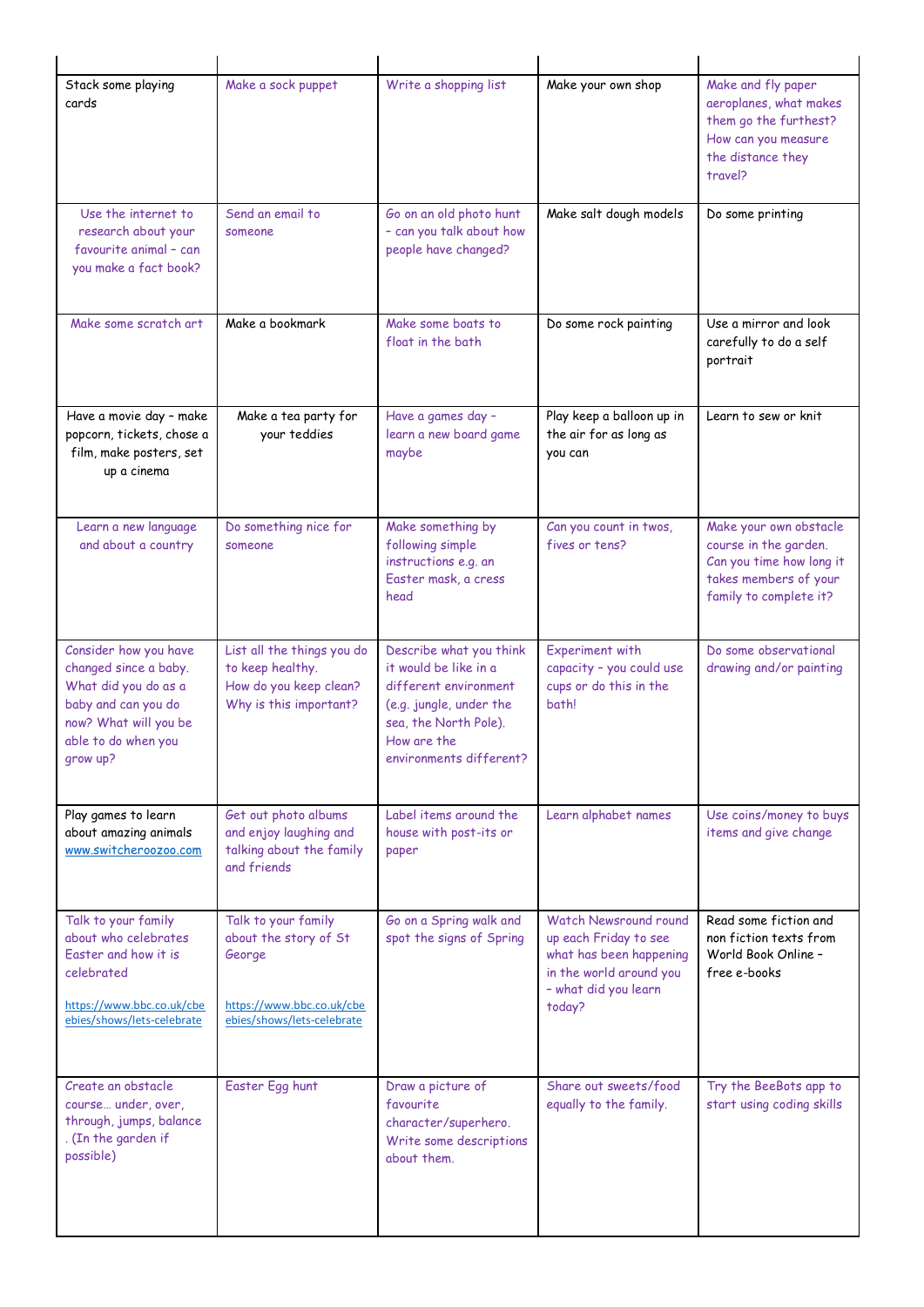| | | | | |
|---|---|---|---|---|
| Stack some playing cards | Make a sock puppet | Write a shopping list | Make your own shop | Make and fly paper aeroplanes, what makes them go the furthest? How can you measure the distance they travel? |
| Use the internet to research about your favourite animal – can you make a fact book? | Send an email to someone | Go on an old photo hunt – can you talk about how people have changed? | Make salt dough models | Do some printing |
| Make some scratch art | Make a bookmark | Make some boats to float in the bath | Do some rock painting | Use a mirror and look carefully to do a self portrait |
| Have a movie day – make popcorn, tickets, chose a film, make posters, set up a cinema | Make a tea party for your teddies | Have a games day – learn a new board game maybe | Play keep a balloon up in the air for as long as you can | Learn to sew or knit |
| Learn a new language and about a country | Do something nice for someone | Make something by following simple instructions e.g. an Easter mask, a cress head | Can you count in twos, fives or tens? | Make your own obstacle course in the garden. Can you time how long it takes members of your family to complete it? |
| Consider how you have changed since a baby. What did you do as a baby and can you do now? What will you be able to do when you grow up? | List all the things you do to keep healthy. How do you keep clean? Why is this important? | Describe what you think it would be like in a different environment (e.g. jungle, under the sea, the North Pole). How are the environments different? | Experiment with capacity – you could use cups or do this in the bath! | Do some observational drawing and/or painting |
| Play games to learn about amazing animals www.switcheroozoo.com | Get out photo albums and enjoy laughing and talking about the family and friends | Label items around the house with post-its or paper | Learn alphabet names | Use coins/money to buys items and give change |
| Talk to your family about who celebrates Easter and how it is celebrated<br><br>https://www.bbc.co.uk/cbeebies/shows/lets-celebrate | Talk to your family about the story of St George<br><br>https://www.bbc.co.uk/cbeebies/shows/lets-celebrate | Go on a Spring walk and spot the signs of Spring | Watch Newsround round up each Friday to see what has been happening in the world around you – what did you learn today? | Read some fiction and non fiction texts from World Book Online – free e-books |
| Create an obstacle course… under, over, through, jumps, balance. (In the garden if possible) | Easter Egg hunt | Draw a picture of favourite character/superhero. Write some descriptions about them. | Share out sweets/food equally to the family. | Try the BeeBots app to start using coding skills |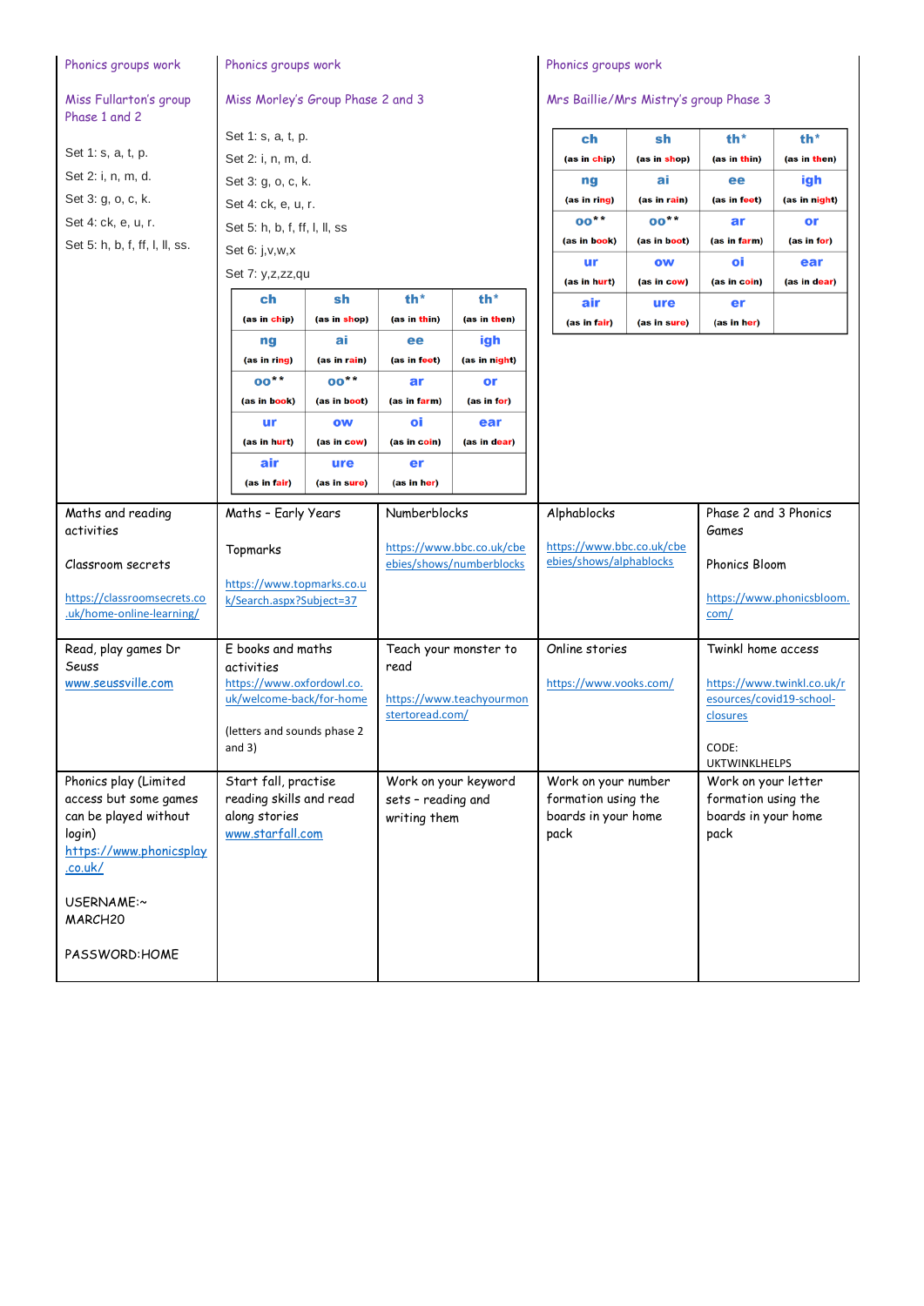Phonics groups work

Miss Fullarton's group Phase 1 and 2

Set 1: s, a, t, p.

Set 2: i, n, m, d.

Set 3: g, o, c, k.

Set 4: ck, e, u, r.

Set 5: h, b, f, ff, l, ll, ss.

Phonics groups work

Miss Morley's Group Phase 2 and 3

Set 1: s, a, t, p.

Set 2: i, n, m, d.

Set 3: g, o, c, k.

Set 4: ck, e, u, r.

Set 5: h, b, f, ff, l, ll, ss

Set 6: j,v,w,x

Set 7: y,z,zz,qu

| | | | |
|---|---|---|---|
| **ch** (as in chip) | **sh** (as in shop) | **th*** (as in thin) | **th*** (as in then) |
| **ng** (as in ring) | **ai** (as in rain) | **ee** (as in feet) | **igh** (as in night) |
| **oo**** (as in book) | **oo**** (as in boot) | **ar** (as in farm) | **or** (as in for) |
| **ur** (as in hurt) | **ow** (as in cow) | **oi** (as in coin) | **ear** (as in dear) |
| **air** (as in fair) | **ure** (as in sure) | **er** (as in her) | |

Phonics groups work

Mrs Baillie/Mrs Mistry's group Phase 3

| | | | |
|---|---|---|---|
| **ch** (as in chip) | **sh** (as in shop) | **th*** (as in thin) | **th*** (as in then) |
| **ng** (as in ring) | **ai** (as in rain) | **ee** (as in feet) | **igh** (as in night) |
| **oo**** (as in book) | **oo**** (as in boot) | **ar** (as in farm) | **or** (as in for) |
| **ur** (as in hurt) | **ow** (as in cow) | **oi** (as in coin) | **ear** (as in dear) |
| **air** (as in fair) | **ure** (as in sure) | **er** (as in her) | |

| | | | | |
|---|---|---|---|---|
| Maths and reading activities<br><br>Classroom secrets<br><br>https://classroomsecrets.co.uk/home-online-learning/ | Maths – Early Years<br><br>Topmarks<br><br>https://www.topmarks.co.uk/Search.aspx?Subject=37 | Numberblocks<br><br>https://www.bbc.co.uk/cbeebies/shows/numberblocks | Alphablocks<br><br>https://www.bbc.co.uk/cbeebies/shows/alphablocks | Phase 2 and 3 Phonics Games<br><br>Phonics Bloom<br><br>https://www.phonicsbloom.com/ |
| Read, play games Dr Seuss<br>www.seussville.com | E books and maths activities<br>https://www.oxfordowl.co.uk/welcome-back/for-home<br><br>(letters and sounds phase 2 and 3) | Teach your monster to read<br><br>https://www.teachyourmonstertoread.com/ | Online stories<br><br>https://www.vooks.com/ | Twinkl home access<br><br>https://www.twinkl.co.uk/resources/covid19-school-closures<br><br>CODE: UKTWINKLHELPS |
| Phonics play (Limited access but some games can be played without login)<br>https://www.phonicsplay.co.uk/<br><br>USERNAME:~ MARCH20<br><br>PASSWORD:HOME | Start fall, practise reading skills and read along stories<br>www.starfall.com | Work on your keyword sets – reading and writing them | Work on your number formation using the boards in your home pack | Work on your letter formation using the boards in your home pack |